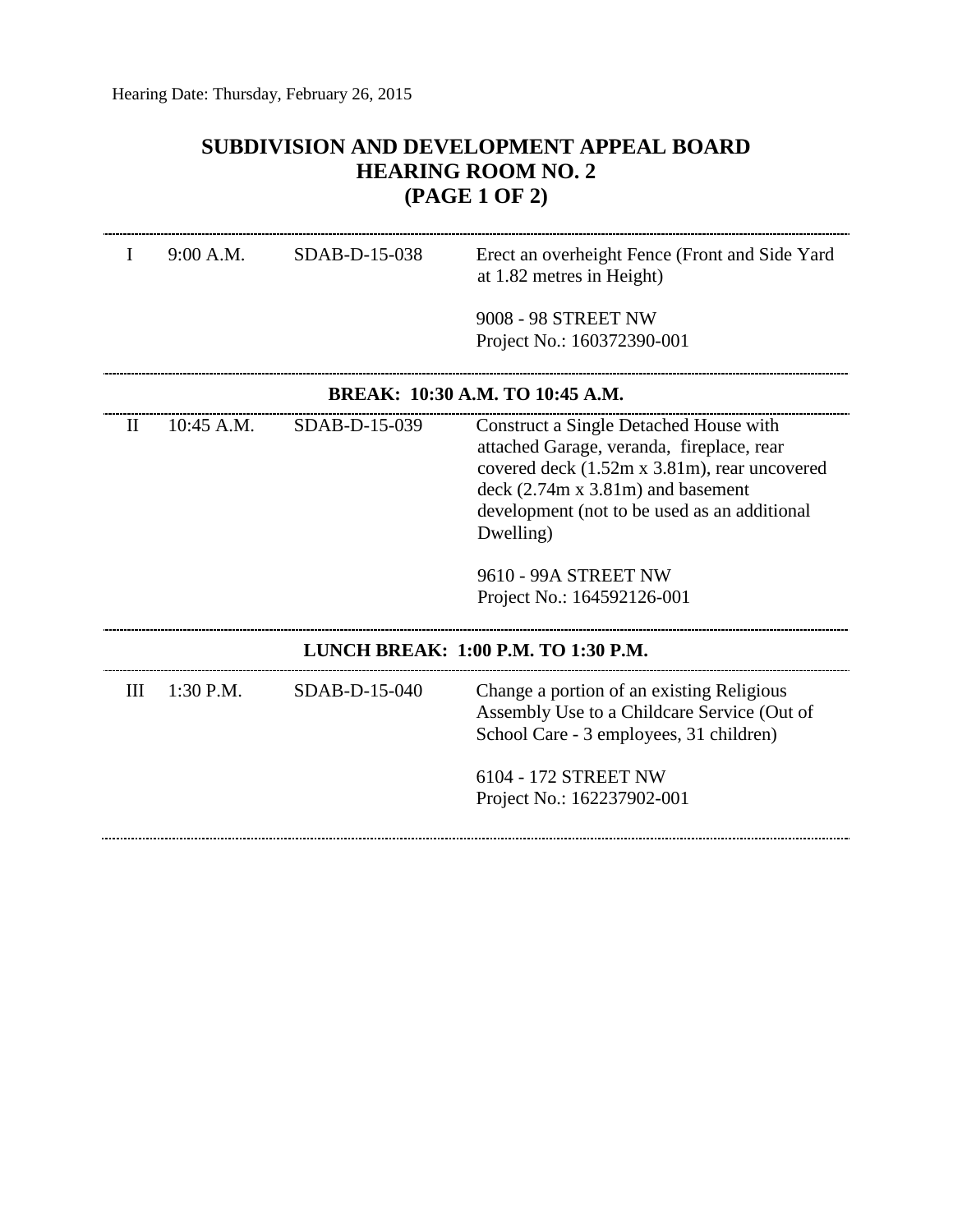Hearing Date: Thursday, February 26, 2015

# SUBDIVISION AND DEVELOPMENT APPEAL BOARD
## HEARING ROOM NO. 2
## (PAGE 1 OF 2)

---

| | | | |
|---|---|---|---|
| I | 9:00 A.M. | SDAB-D-15-038 | Erect an overheight Fence (Front and Side Yard at 1.82 metres in Height)<br><br>9008 - 98 STREET NW<br>Project No.: 160372390-001 |

---

**BREAK: 10:30 A.M. TO 10:45 A.M.**

---

| | | | |
|---|---|---|---|
| II | 10:45 A.M. | SDAB-D-15-039 | Construct a Single Detached House with attached Garage, veranda, fireplace, rear covered deck (1.52m x 3.81m), rear uncovered deck (2.74m x 3.81m) and basement development (not to be used as an additional Dwelling)<br><br>9610 - 99A STREET NW<br>Project No.: 164592126-001 |

---

**LUNCH BREAK: 1:00 P.M. TO 1:30 P.M.**

---

| | | | |
|---|---|---|---|
| III | 1:30 P.M. | SDAB-D-15-040 | Change a portion of an existing Religious Assembly Use to a Childcare Service (Out of School Care - 3 employees, 31 children)<br><br>6104 - 172 STREET NW<br>Project No.: 162237902-001 |

---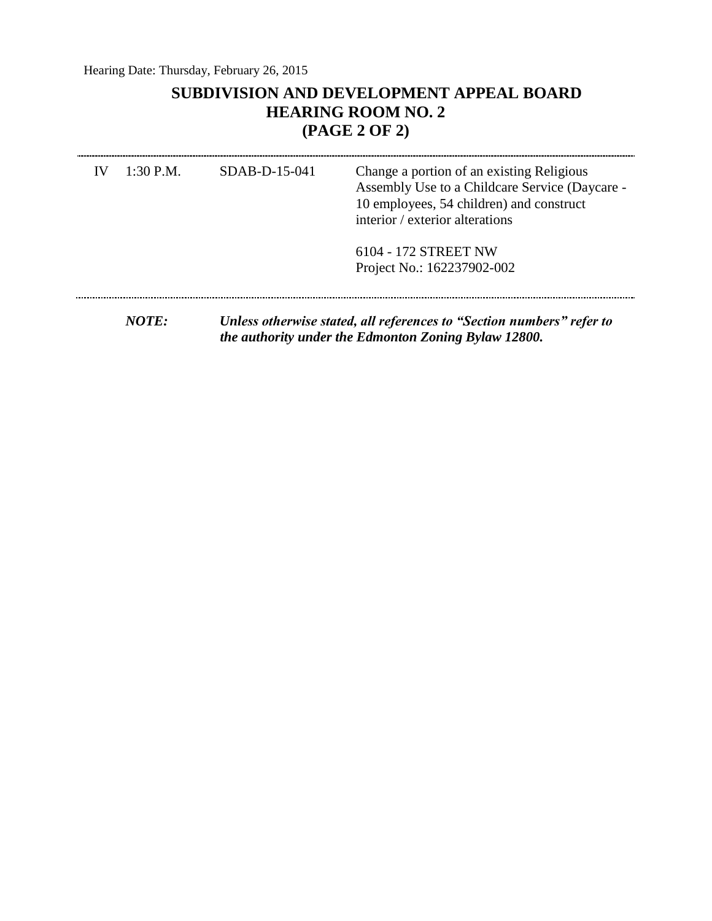Hearing Date: Thursday, February 26, 2015

## SUBDIVISION AND DEVELOPMENT APPEAL BOARD
## HEARING ROOM NO. 2
## (PAGE 2 OF 2)

---

| | | | |
|---|---|---|---|
| IV | 1:30 P.M. | SDAB-D-15-041 | Change a portion of an existing Religious Assembly Use to a Childcare Service (Daycare - 10 employees, 54 children) and construct interior / exterior alterations<br><br>6104 - 172 STREET NW<br>Project No.: 162237902-002 |

---

***NOTE: Unless otherwise stated, all references to "Section numbers" refer to the authority under the Edmonton Zoning Bylaw 12800.***